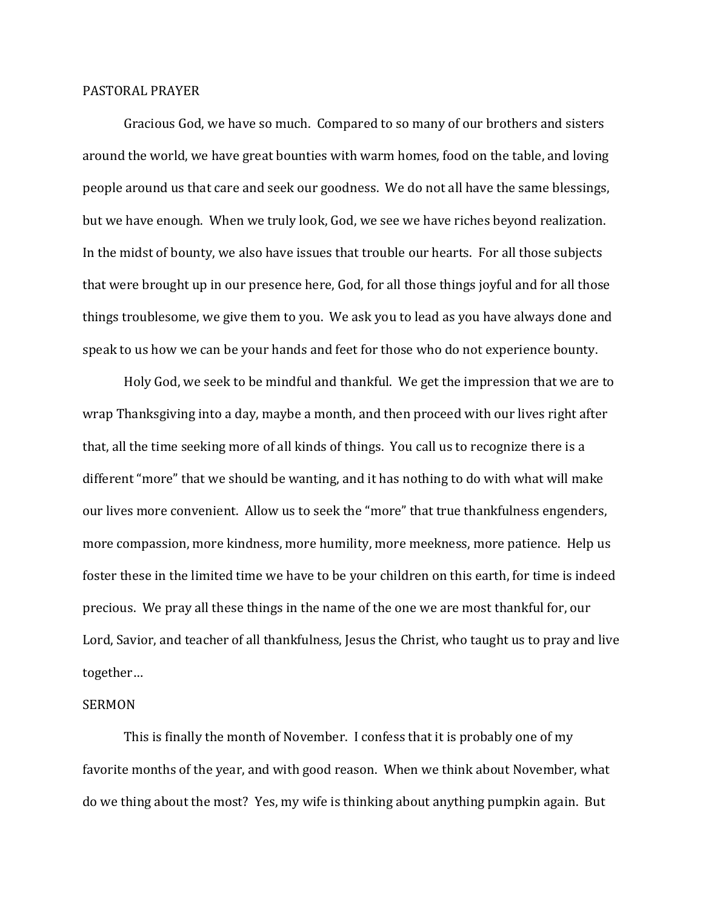## PASTORAL PRAYER

Gracious God, we have so much. Compared to so many of our brothers and sisters around the world, we have great bounties with warm homes, food on the table, and loving people around us that care and seek our goodness. We do not all have the same blessings, but we have enough. When we truly look, God, we see we have riches beyond realization. In the midst of bounty, we also have issues that trouble our hearts. For all those subjects that were brought up in our presence here, God, for all those things joyful and for all those things troublesome, we give them to you. We ask you to lead as you have always done and speak to us how we can be your hands and feet for those who do not experience bounty.

Holy God, we seek to be mindful and thankful. We get the impression that we are to wrap Thanksgiving into a day, maybe a month, and then proceed with our lives right after that, all the time seeking more of all kinds of things. You call us to recognize there is a different "more" that we should be wanting, and it has nothing to do with what will make our lives more convenient. Allow us to seek the "more" that true thankfulness engenders, more compassion, more kindness, more humility, more meekness, more patience. Help us foster these in the limited time we have to be your children on this earth, for time is indeed precious. We pray all these things in the name of the one we are most thankful for, our Lord, Savior, and teacher of all thankfulness, Jesus the Christ, who taught us to pray and live together…

## SERMON

This is finally the month of November. I confess that it is probably one of my favorite months of the year, and with good reason. When we think about November, what do we thing about the most? Yes, my wife is thinking about anything pumpkin again. But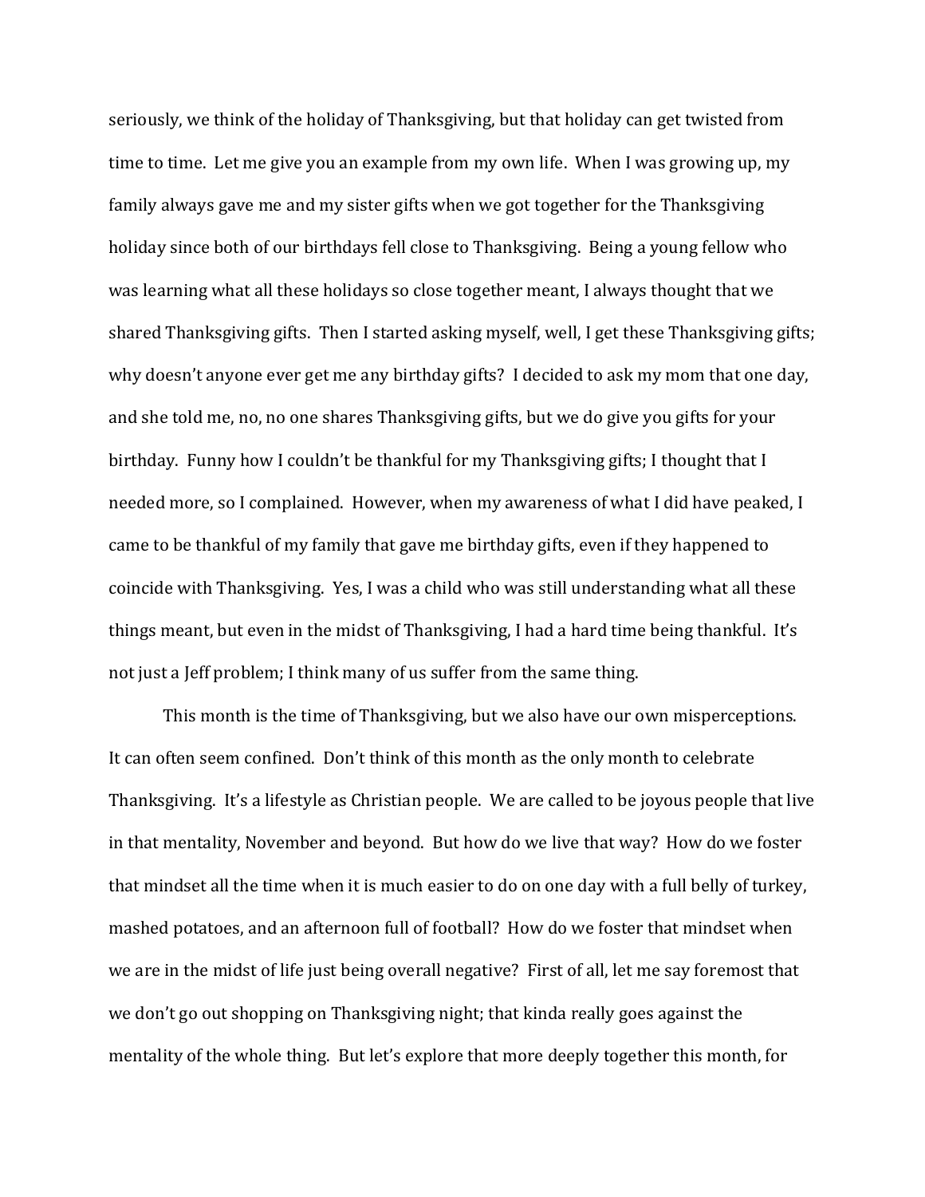seriously, we think of the holiday of Thanksgiving, but that holiday can get twisted from time to time. Let me give you an example from my own life. When I was growing up, my family always gave me and my sister gifts when we got together for the Thanksgiving holiday since both of our birthdays fell close to Thanksgiving. Being a young fellow who was learning what all these holidays so close together meant, I always thought that we shared Thanksgiving gifts. Then I started asking myself, well, I get these Thanksgiving gifts; why doesn't anyone ever get me any birthday gifts? I decided to ask my mom that one day, and she told me, no, no one shares Thanksgiving gifts, but we do give you gifts for your birthday. Funny how I couldn't be thankful for my Thanksgiving gifts; I thought that I needed more, so I complained. However, when my awareness of what I did have peaked, I came to be thankful of my family that gave me birthday gifts, even if they happened to coincide with Thanksgiving. Yes, I was a child who was still understanding what all these things meant, but even in the midst of Thanksgiving, I had a hard time being thankful. It's not just a Jeff problem; I think many of us suffer from the same thing.

This month is the time of Thanksgiving, but we also have our own misperceptions. It can often seem confined. Don't think of this month as the only month to celebrate Thanksgiving. It's a lifestyle as Christian people. We are called to be joyous people that live in that mentality, November and beyond. But how do we live that way? How do we foster that mindset all the time when it is much easier to do on one day with a full belly of turkey, mashed potatoes, and an afternoon full of football? How do we foster that mindset when we are in the midst of life just being overall negative? First of all, let me say foremost that we don't go out shopping on Thanksgiving night; that kinda really goes against the mentality of the whole thing. But let's explore that more deeply together this month, for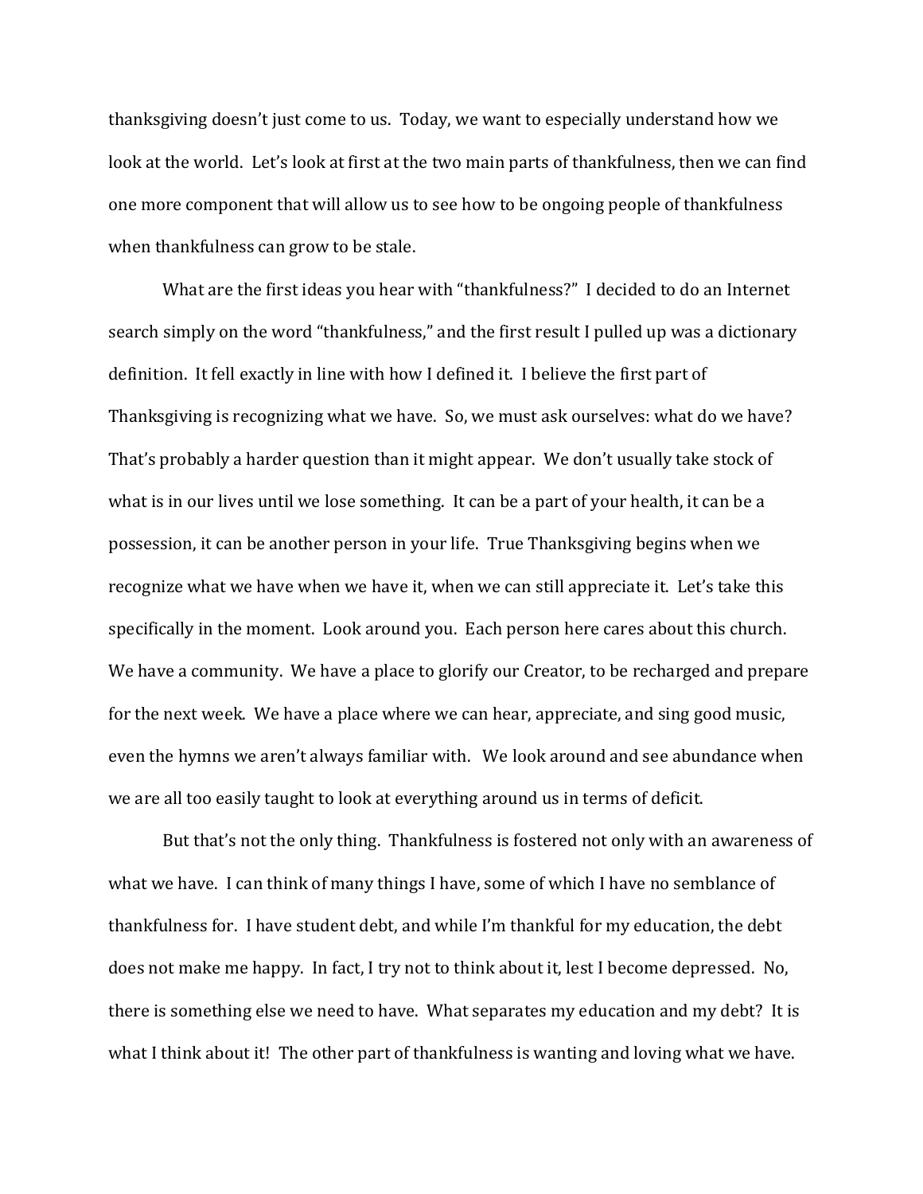thanksgiving doesn't just come to us. Today, we want to especially understand how we look at the world. Let's look at first at the two main parts of thankfulness, then we can find one more component that will allow us to see how to be ongoing people of thankfulness when thankfulness can grow to be stale.

What are the first ideas you hear with "thankfulness?" I decided to do an Internet search simply on the word "thankfulness," and the first result I pulled up was a dictionary definition. It fell exactly in line with how I defined it. I believe the first part of Thanksgiving is recognizing what we have. So, we must ask ourselves: what do we have? That's probably a harder question than it might appear. We don't usually take stock of what is in our lives until we lose something. It can be a part of your health, it can be a possession, it can be another person in your life. True Thanksgiving begins when we recognize what we have when we have it, when we can still appreciate it. Let's take this specifically in the moment. Look around you. Each person here cares about this church. We have a community. We have a place to glorify our Creator, to be recharged and prepare for the next week. We have a place where we can hear, appreciate, and sing good music, even the hymns we aren't always familiar with. We look around and see abundance when we are all too easily taught to look at everything around us in terms of deficit.

But that's not the only thing. Thankfulness is fostered not only with an awareness of what we have. I can think of many things I have, some of which I have no semblance of thankfulness for. I have student debt, and while I'm thankful for my education, the debt does not make me happy. In fact, I try not to think about it, lest I become depressed. No, there is something else we need to have. What separates my education and my debt? It is what I think about it! The other part of thankfulness is wanting and loving what we have.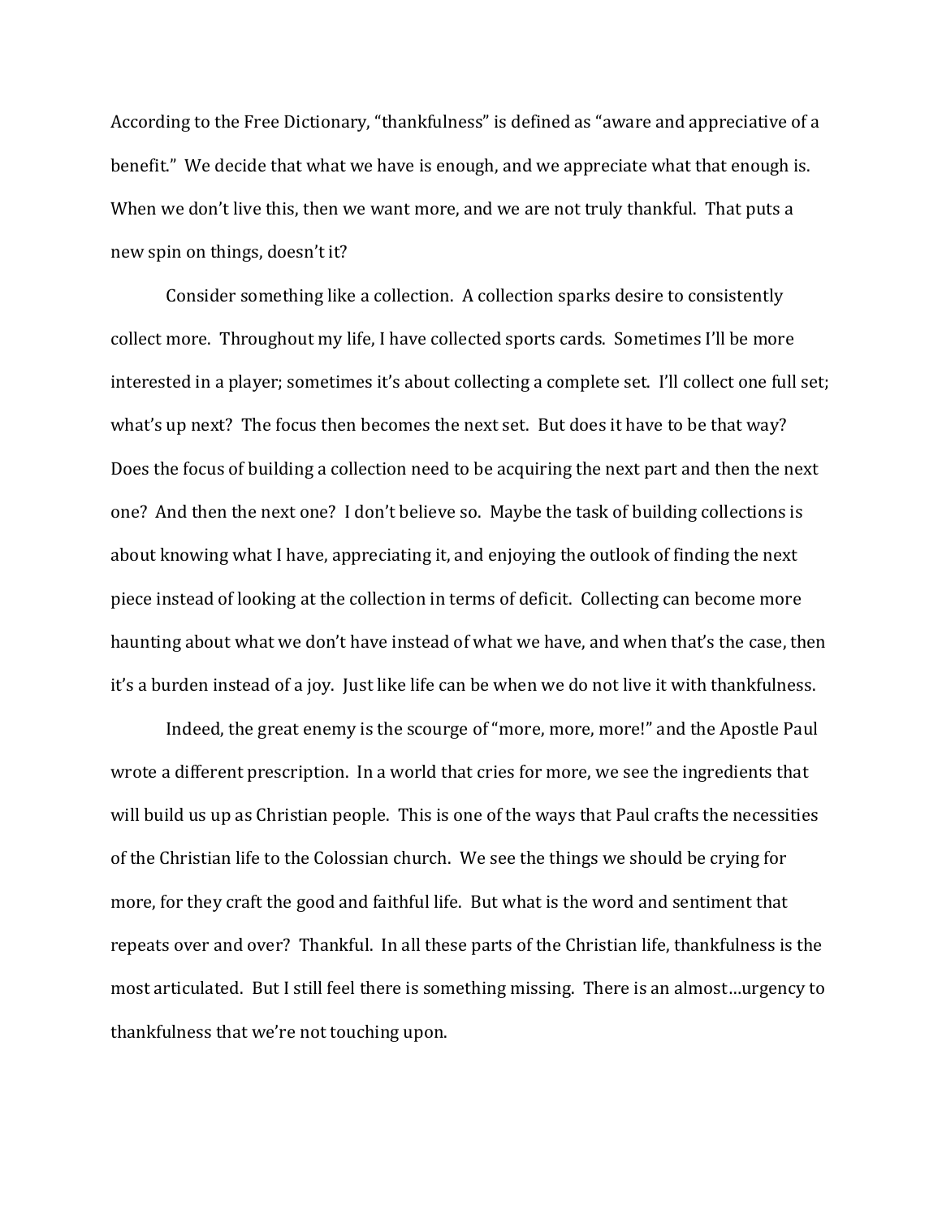According to the Free Dictionary, "thankfulness" is defined as "aware and appreciative of a benefit." We decide that what we have is enough, and we appreciate what that enough is. When we don't live this, then we want more, and we are not truly thankful. That puts a new spin on things, doesn't it?

Consider something like a collection. A collection sparks desire to consistently collect more. Throughout my life, I have collected sports cards. Sometimes I'll be more interested in a player; sometimes it's about collecting a complete set. I'll collect one full set; what's up next? The focus then becomes the next set. But does it have to be that way? Does the focus of building a collection need to be acquiring the next part and then the next one? And then the next one? I don't believe so. Maybe the task of building collections is about knowing what I have, appreciating it, and enjoying the outlook of finding the next piece instead of looking at the collection in terms of deficit. Collecting can become more haunting about what we don't have instead of what we have, and when that's the case, then it's a burden instead of a joy. Just like life can be when we do not live it with thankfulness.

Indeed, the great enemy is the scourge of "more, more, more!" and the Apostle Paul wrote a different prescription. In a world that cries for more, we see the ingredients that will build us up as Christian people. This is one of the ways that Paul crafts the necessities of the Christian life to the Colossian church. We see the things we should be crying for more, for they craft the good and faithful life. But what is the word and sentiment that repeats over and over? Thankful. In all these parts of the Christian life, thankfulness is the most articulated. But I still feel there is something missing. There is an almost…urgency to thankfulness that we're not touching upon.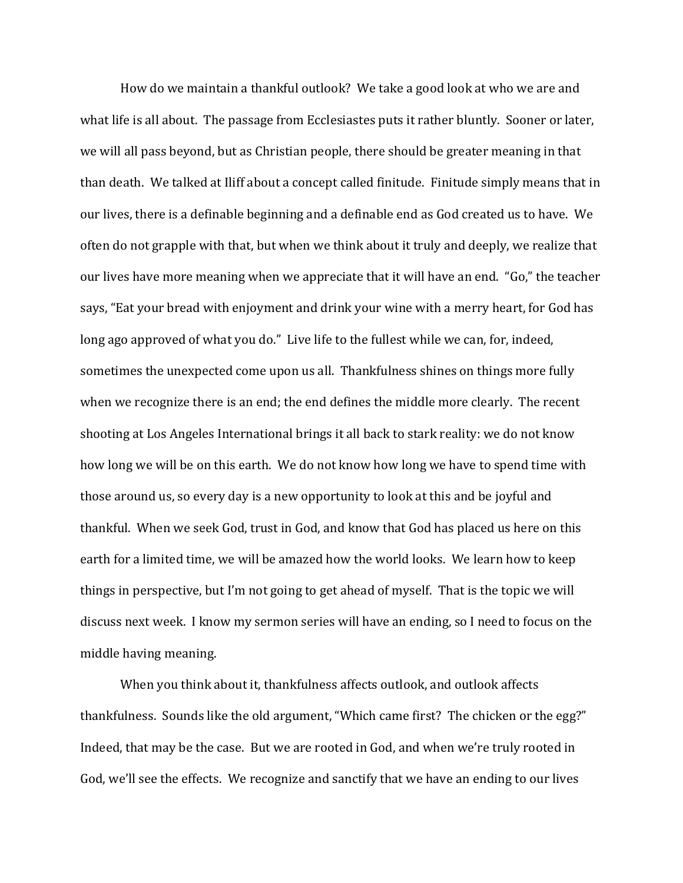How do we maintain a thankful outlook? We take a good look at who we are and what life is all about. The passage from Ecclesiastes puts it rather bluntly. Sooner or later, we will all pass beyond, but as Christian people, there should be greater meaning in that than death. We talked at Iliff about a concept called finitude. Finitude simply means that in our lives, there is a definable beginning and a definable end as God created us to have. We often do not grapple with that, but when we think about it truly and deeply, we realize that our lives have more meaning when we appreciate that it will have an end. "Go," the teacher says, "Eat your bread with enjoyment and drink your wine with a merry heart, for God has long ago approved of what you do." Live life to the fullest while we can, for, indeed, sometimes the unexpected come upon us all. Thankfulness shines on things more fully when we recognize there is an end; the end defines the middle more clearly. The recent shooting at Los Angeles International brings it all back to stark reality: we do not know how long we will be on this earth. We do not know how long we have to spend time with those around us, so every day is a new opportunity to look at this and be joyful and thankful. When we seek God, trust in God, and know that God has placed us here on this earth for a limited time, we will be amazed how the world looks. We learn how to keep things in perspective, but I'm not going to get ahead of myself. That is the topic we will discuss next week. I know my sermon series will have an ending, so I need to focus on the middle having meaning.

When you think about it, thankfulness affects outlook, and outlook affects thankfulness. Sounds like the old argument, "Which came first? The chicken or the egg?" Indeed, that may be the case. But we are rooted in God, and when we're truly rooted in God, we'll see the effects. We recognize and sanctify that we have an ending to our lives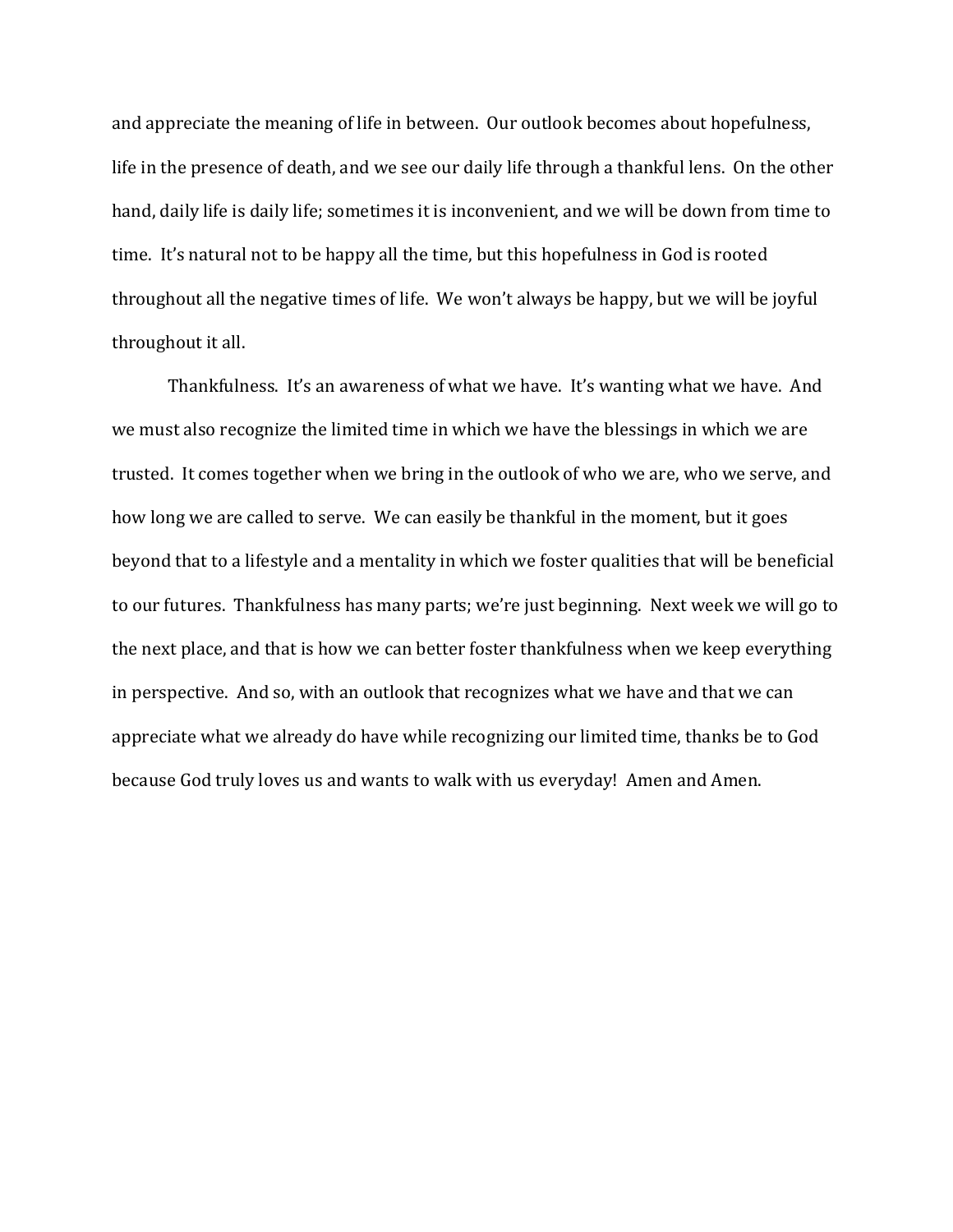and appreciate the meaning of life in between. Our outlook becomes about hopefulness, life in the presence of death, and we see our daily life through a thankful lens. On the other hand, daily life is daily life; sometimes it is inconvenient, and we will be down from time to time. It's natural not to be happy all the time, but this hopefulness in God is rooted throughout all the negative times of life. We won't always be happy, but we will be joyful throughout it all.

Thankfulness. It's an awareness of what we have. It's wanting what we have. And we must also recognize the limited time in which we have the blessings in which we are trusted. It comes together when we bring in the outlook of who we are, who we serve, and how long we are called to serve. We can easily be thankful in the moment, but it goes beyond that to a lifestyle and a mentality in which we foster qualities that will be beneficial to our futures. Thankfulness has many parts; we're just beginning. Next week we will go to the next place, and that is how we can better foster thankfulness when we keep everything in perspective. And so, with an outlook that recognizes what we have and that we can appreciate what we already do have while recognizing our limited time, thanks be to God because God truly loves us and wants to walk with us everyday! Amen and Amen.